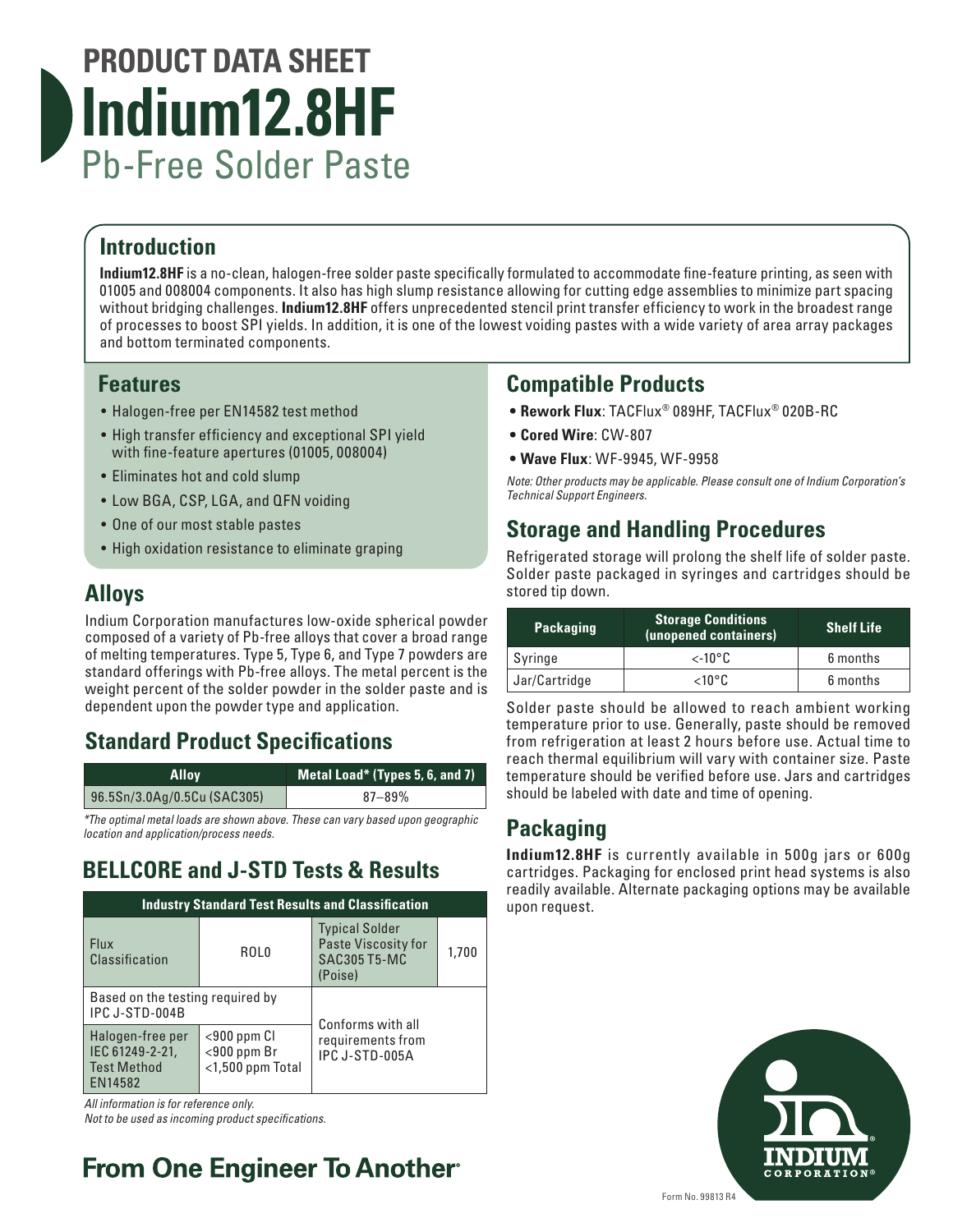# PRODUCT DATA SHEET

# Indium12.8HF

## Pb-Free Solder Paste

## Introduction

**Indium12.8HF** is a no-clean, halogen-free solder paste specifically formulated to accommodate fine-feature printing, as seen with 01005 and 008004 components. It also has high slump resistance allowing for cutting edge assemblies to minimize part spacing without bridging challenges. **Indium12.8HF** offers unprecedented stencil print transfer efficiency to work in the broadest range of processes to boost SPI yields. In addition, it is one of the lowest voiding pastes with a wide variety of area array packages and bottom terminated components.

## Features

- Halogen-free per EN14582 test method
- High transfer efficiency and exceptional SPI yield with fine-feature apertures (01005, 008004)
- Eliminates hot and cold slump
- Low BGA, CSP, LGA, and QFN voiding
- One of our most stable pastes
- High oxidation resistance to eliminate graping

## Alloys

Indium Corporation manufactures low-oxide spherical powder composed of a variety of Pb-free alloys that cover a broad range of melting temperatures. Type 5, Type 6, and Type 7 powders are standard offerings with Pb-free alloys. The metal percent is the weight percent of the solder powder in the solder paste and is dependent upon the powder type and application.

## Standard Product Specifications

| Alloy | Metal Load* (Types 5, 6, and 7) |
|---|---|
| 96.5Sn/3.0Ag/0.5Cu (SAC305) | 87–89% |

*\*The optimal metal loads are shown above. These can vary based upon geographic location and application/process needs.*

## BELLCORE and J-STD Tests & Results

| Industry Standard Test Results and Classification | | | |
|---|---|---|---|
| Flux Classification | ROL0 | Typical Solder Paste Viscosity for SAC305 T5-MC (Poise) | 1,700 |
| Based on the testing required by IPC J-STD-004B | | Conforms with all requirements from IPC J-STD-005A | |
| Halogen-free per IEC 61249-2-21, Test Method EN14582 | <900 ppm Cl<br><900 ppm Br<br><1,500 ppm Total | | |

*All information is for reference only.*
*Not to be used as incoming product specifications.*

## Compatible Products

- **Rework Flux**: TACFlux® 089HF, TACFlux® 020B-RC
- **Cored Wire**: CW-807
- **Wave Flux**: WF-9945, WF-9958

*Note: Other products may be applicable. Please consult one of Indium Corporation's Technical Support Engineers.*

## Storage and Handling Procedures

Refrigerated storage will prolong the shelf life of solder paste. Solder paste packaged in syringes and cartridges should be stored tip down.

| Packaging | Storage Conditions (unopened containers) | Shelf Life |
|---|---|---|
| Syringe | <-10°C | 6 months |
| Jar/Cartridge | <10°C | 6 months |

Solder paste should be allowed to reach ambient working temperature prior to use. Generally, paste should be removed from refrigeration at least 2 hours before use. Actual time to reach thermal equilibrium will vary with container size. Paste temperature should be verified before use. Jars and cartridges should be labeled with date and time of opening.

## Packaging

**Indium12.8HF** is currently available in 500g jars or 600g cartridges. Packaging for enclosed print head systems is also readily available. Alternate packaging options may be available upon request.

**From One Engineer To Another®**

Form No. 99813 R4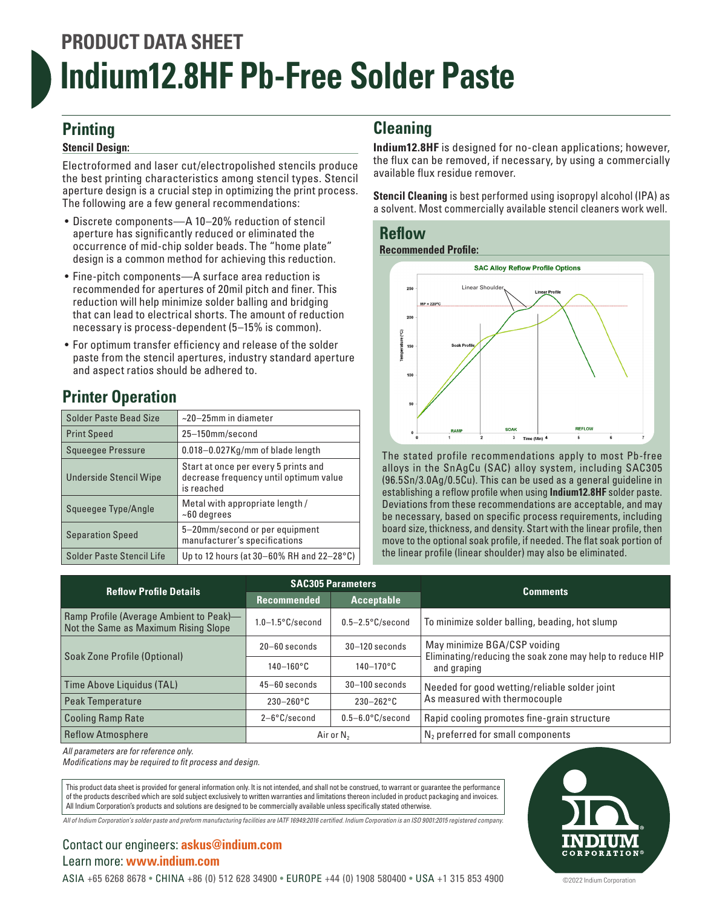# PRODUCT DATA SHEET
# Indium12.8HF Pb-Free Solder Paste

## Printing

**Stencil Design:**

Electroformed and laser cut/electropolished stencils produce the best printing characteristics among stencil types. Stencil aperture design is a crucial step in optimizing the print process. The following are a few general recommendations:

- Discrete components—A 10–20% reduction of stencil aperture has significantly reduced or eliminated the occurrence of mid-chip solder beads. The "home plate" design is a common method for achieving this reduction.
- Fine-pitch components—A surface area reduction is recommended for apertures of 20mil pitch and finer. This reduction will help minimize solder balling and bridging that can lead to electrical shorts. The amount of reduction necessary is process-dependent (5–15% is common).
- For optimum transfer efficiency and release of the solder paste from the stencil apertures, industry standard aperture and aspect ratios should be adhered to.

## Printer Operation

| | |
|---|---|
| Solder Paste Bead Size | ~20–25mm in diameter |
| Print Speed | 25–150mm/second |
| Squeegee Pressure | 0.018–0.027Kg/mm of blade length |
| Underside Stencil Wipe | Start at once per every 5 prints and decrease frequency until optimum value is reached |
| Squeegee Type/Angle | Metal with appropriate length / ~60 degrees |
| Separation Speed | 5–20mm/second or per equipment manufacturer's specifications |
| Solder Paste Stencil Life | Up to 12 hours (at 30–60% RH and 22–28°C) |

## Cleaning

**Indium12.8HF** is designed for no-clean applications; however, the flux can be removed, if necessary, by using a commercially available flux residue remover.

**Stencil Cleaning** is best performed using isopropyl alcohol (IPA) as a solvent. Most commercially available stencil cleaners work well.

## Reflow

**Recommended Profile:**

SAC Alloy Reflow Profile Options

Linear Shoulder

Linear Profile

MP = 220°C

Soak Profile

Temperature (°C)

250
200
150
100
50
0

RAMP
SOAK
REFLOW

0 1 2 3 Time (Min) 4 5 6 7

The stated profile recommendations apply to most Pb-free alloys in the SnAgCu (SAC) alloy system, including SAC305 (96.5Sn/3.0Ag/0.5Cu). This can be used as a general guideline in establishing a reflow profile when using **Indium12.8HF** solder paste. Deviations from these recommendations are acceptable, and may be necessary, based on specific process requirements, including board size, thickness, and density. Start with the linear profile, then move to the optional soak profile, if needed. The flat soak portion of the linear profile (linear shoulder) may also be eliminated.

| Reflow Profile Details | SAC305 Parameters | | Comments |
|---|---|---|---|
| | Recommended | Acceptable | |
| Ramp Profile (Average Ambient to Peak)—Not the Same as Maximum Rising Slope | 1.0–1.5°C/second | 0.5–2.5°C/second | To minimize solder balling, beading, hot slump |
| Soak Zone Profile (Optional) | 20–60 seconds | 30–120 seconds | May minimize BGA/CSP voiding |
| | 140–160°C | 140–170°C | Eliminating/reducing the soak zone may help to reduce HIP and graping |
| Time Above Liquidus (TAL) | 45–60 seconds | 30–100 seconds | Needed for good wetting/reliable solder joint |
| Peak Temperature | 230–260°C | 230–262°C | As measured with thermocouple |
| Cooling Ramp Rate | 2–6°C/second | 0.5–6.0°C/second | Rapid cooling promotes fine-grain structure |
| Reflow Atmosphere | Air or $N_2$ | | $N_2$ preferred for small components |

*All parameters are for reference only.*
*Modifications may be required to fit process and design.*

This product data sheet is provided for general information only. It is not intended, and shall not be construed, to warrant or guarantee the performance of the products described which are sold subject exclusively to written warranties and limitations thereon included in product packaging and invoices. All Indium Corporation's products and solutions are designed to be commercially available unless specifically stated otherwise.

*All of Indium Corporation's solder paste and preform manufacturing facilities are IATF 16949:2016 certified. Indium Corporation is an ISO 9001:2015 registered company.*

Contact our engineers: **askus@indium.com**
Learn more: **www.indium.com**

ASIA +65 6268 8678 • CHINA +86 (0) 512 628 34900 • EUROPE +44 (0) 1908 580400 • USA +1 315 853 4900

INDIUM CORPORATION®

©2022 Indium Corporation